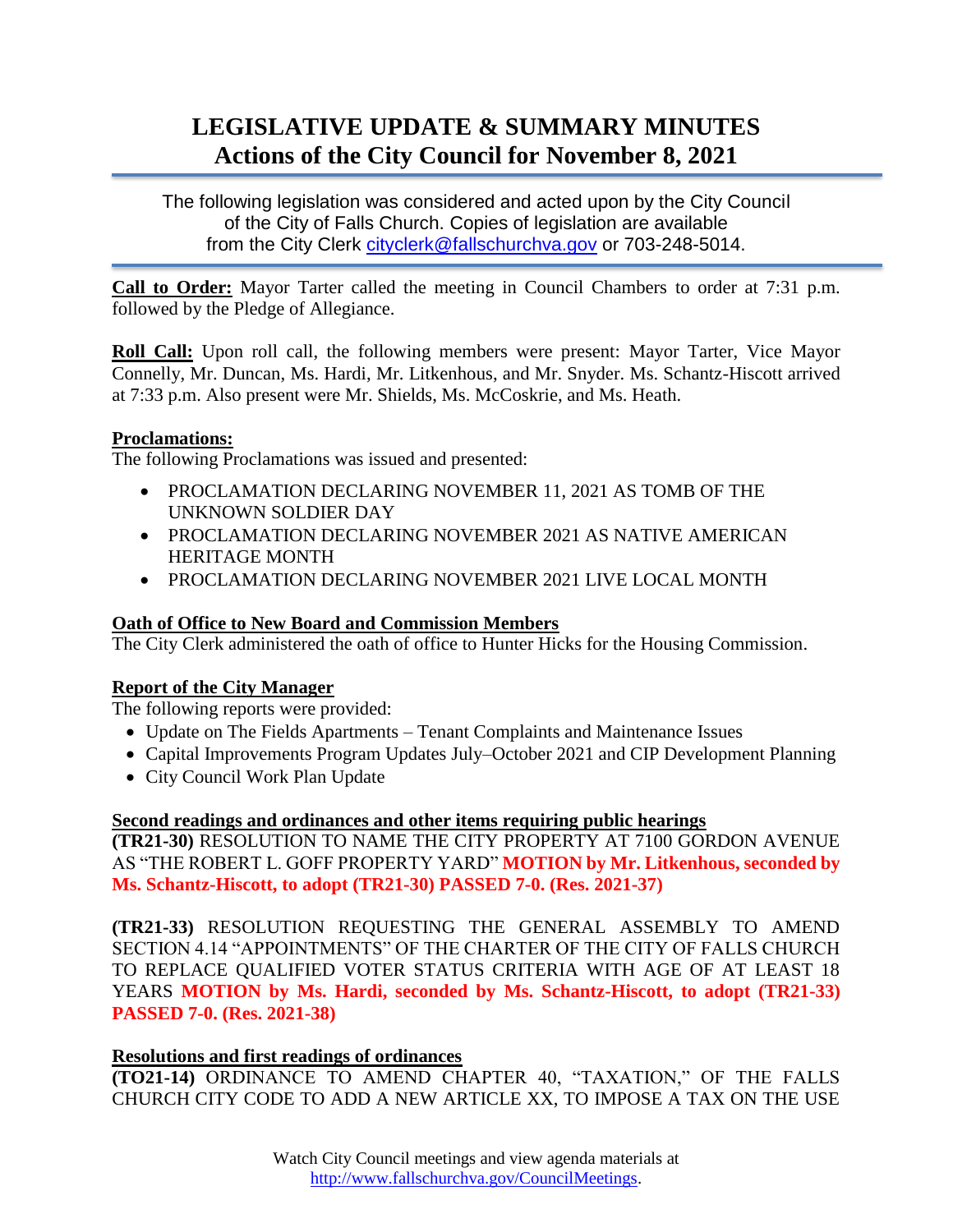# LEGISLATIVE UPDATE & SUMMARY MINUTES
## Actions of the City Council for November 8, 2021

The following legislation was considered and acted upon by the City Council of the City of Falls Church. Copies of legislation are available from the City Clerk cityclerk@fallschurchva.gov or 703-248-5014.

**Call to Order:** Mayor Tarter called the meeting in Council Chambers to order at 7:31 p.m. followed by the Pledge of Allegiance.

**Roll Call:** Upon roll call, the following members were present: Mayor Tarter, Vice Mayor Connelly, Mr. Duncan, Ms. Hardi, Mr. Litkenhous, and Mr. Snyder. Ms. Schantz-Hiscott arrived at 7:33 p.m. Also present were Mr. Shields, Ms. McCoskrie, and Ms. Heath.

**Proclamations:**
The following Proclamations was issued and presented:

- PROCLAMATION DECLARING NOVEMBER 11, 2021 AS TOMB OF THE UNKNOWN SOLDIER DAY
- PROCLAMATION DECLARING NOVEMBER 2021 AS NATIVE AMERICAN HERITAGE MONTH
- PROCLAMATION DECLARING NOVEMBER 2021 LIVE LOCAL MONTH

**Oath of Office to New Board and Commission Members**
The City Clerk administered the oath of office to Hunter Hicks for the Housing Commission.

**Report of the City Manager**
The following reports were provided:

- Update on The Fields Apartments – Tenant Complaints and Maintenance Issues
- Capital Improvements Program Updates July–October 2021 and CIP Development Planning
- City Council Work Plan Update

**Second readings and ordinances and other items requiring public hearings**
**(TR21-30)** RESOLUTION TO NAME THE CITY PROPERTY AT 7100 GORDON AVENUE AS "THE ROBERT L. GOFF PROPERTY YARD" **MOTION by Mr. Litkenhous, seconded by Ms. Schantz-Hiscott, to adopt (TR21-30) PASSED 7-0. (Res. 2021-37)**

**(TR21-33)** RESOLUTION REQUESTING THE GENERAL ASSEMBLY TO AMEND SECTION 4.14 "APPOINTMENTS" OF THE CHARTER OF THE CITY OF FALLS CHURCH TO REPLACE QUALIFIED VOTER STATUS CRITERIA WITH AGE OF AT LEAST 18 YEARS **MOTION by Ms. Hardi, seconded by Ms. Schantz-Hiscott, to adopt (TR21-33) PASSED 7-0. (Res. 2021-38)**

**Resolutions and first readings of ordinances**
**(TO21-14)** ORDINANCE TO AMEND CHAPTER 40, "TAXATION," OF THE FALLS CHURCH CITY CODE TO ADD A NEW ARTICLE XX, TO IMPOSE A TAX ON THE USE

Watch City Council meetings and view agenda materials at http://www.fallschurchva.gov/CouncilMeetings.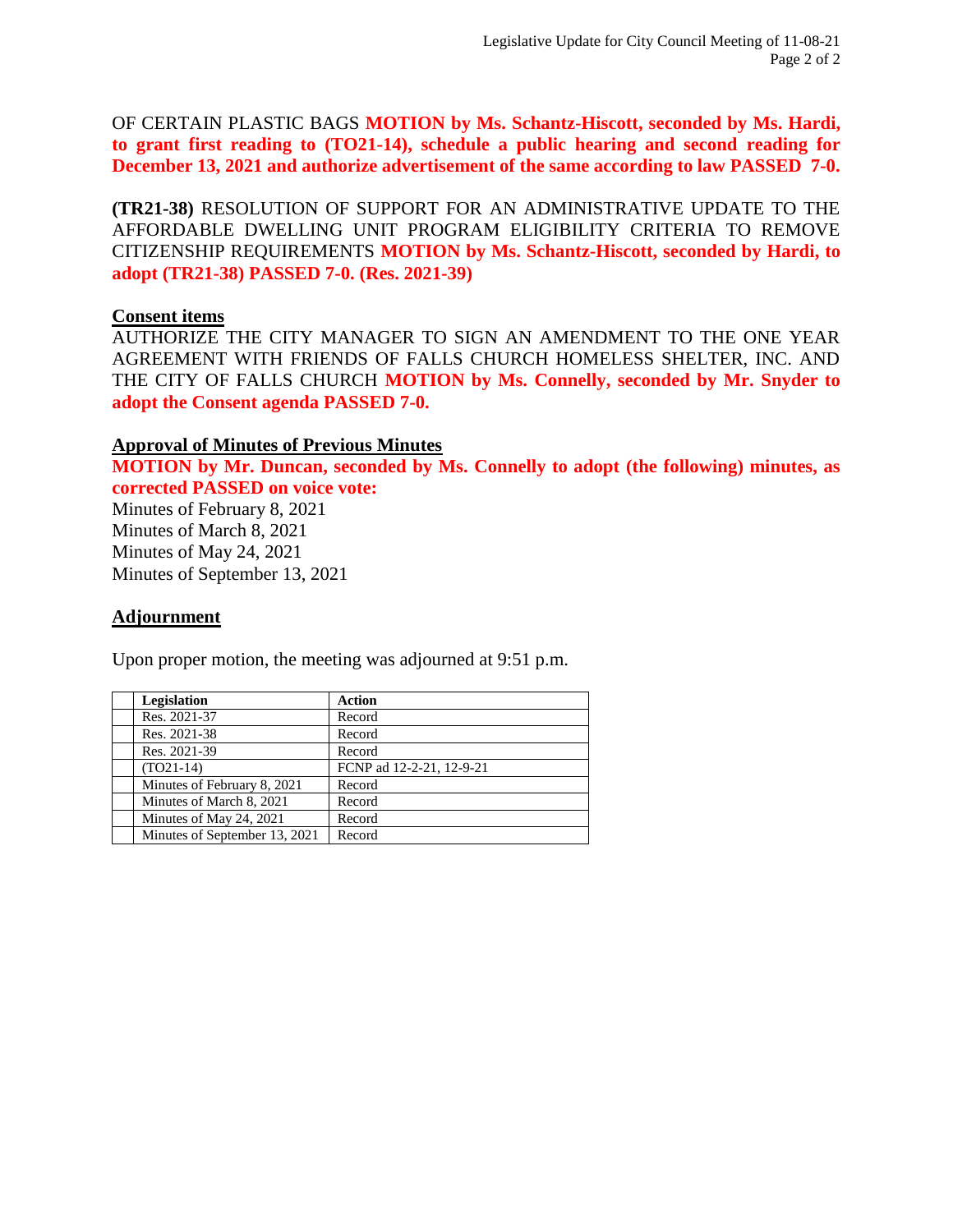OF CERTAIN PLASTIC BAGS **MOTION by Ms. Schantz-Hiscott, seconded by Ms. Hardi, to grant first reading to (TO21-14), schedule a public hearing and second reading for December 13, 2021 and authorize advertisement of the same according to law PASSED 7-0.**

**(TR21-38)** RESOLUTION OF SUPPORT FOR AN ADMINISTRATIVE UPDATE TO THE AFFORDABLE DWELLING UNIT PROGRAM ELIGIBILITY CRITERIA TO REMOVE CITIZENSHIP REQUIREMENTS **MOTION by Ms. Schantz-Hiscott, seconded by Hardi, to adopt (TR21-38) PASSED 7-0. (Res. 2021-39)**

## Consent items

AUTHORIZE THE CITY MANAGER TO SIGN AN AMENDMENT TO THE ONE YEAR AGREEMENT WITH FRIENDS OF FALLS CHURCH HOMELESS SHELTER, INC. AND THE CITY OF FALLS CHURCH **MOTION by Ms. Connelly, seconded by Mr. Snyder to adopt the Consent agenda PASSED 7-0.**

## Approval of Minutes of Previous Minutes

**MOTION by Mr. Duncan, seconded by Ms. Connelly to adopt (the following) minutes, as corrected PASSED on voice vote:**

Minutes of February 8, 2021
Minutes of March 8, 2021
Minutes of May 24, 2021
Minutes of September 13, 2021

## Adjournment

Upon proper motion, the meeting was adjourned at 9:51 p.m.

| | Legislation | Action |
|---|---|---|
| | Res. 2021-37 | Record |
| | Res. 2021-38 | Record |
| | Res. 2021-39 | Record |
| | (TO21-14) | FCNP ad 12-2-21, 12-9-21 |
| | Minutes of February 8, 2021 | Record |
| | Minutes of March 8, 2021 | Record |
| | Minutes of May 24, 2021 | Record |
| | Minutes of September 13, 2021 | Record |